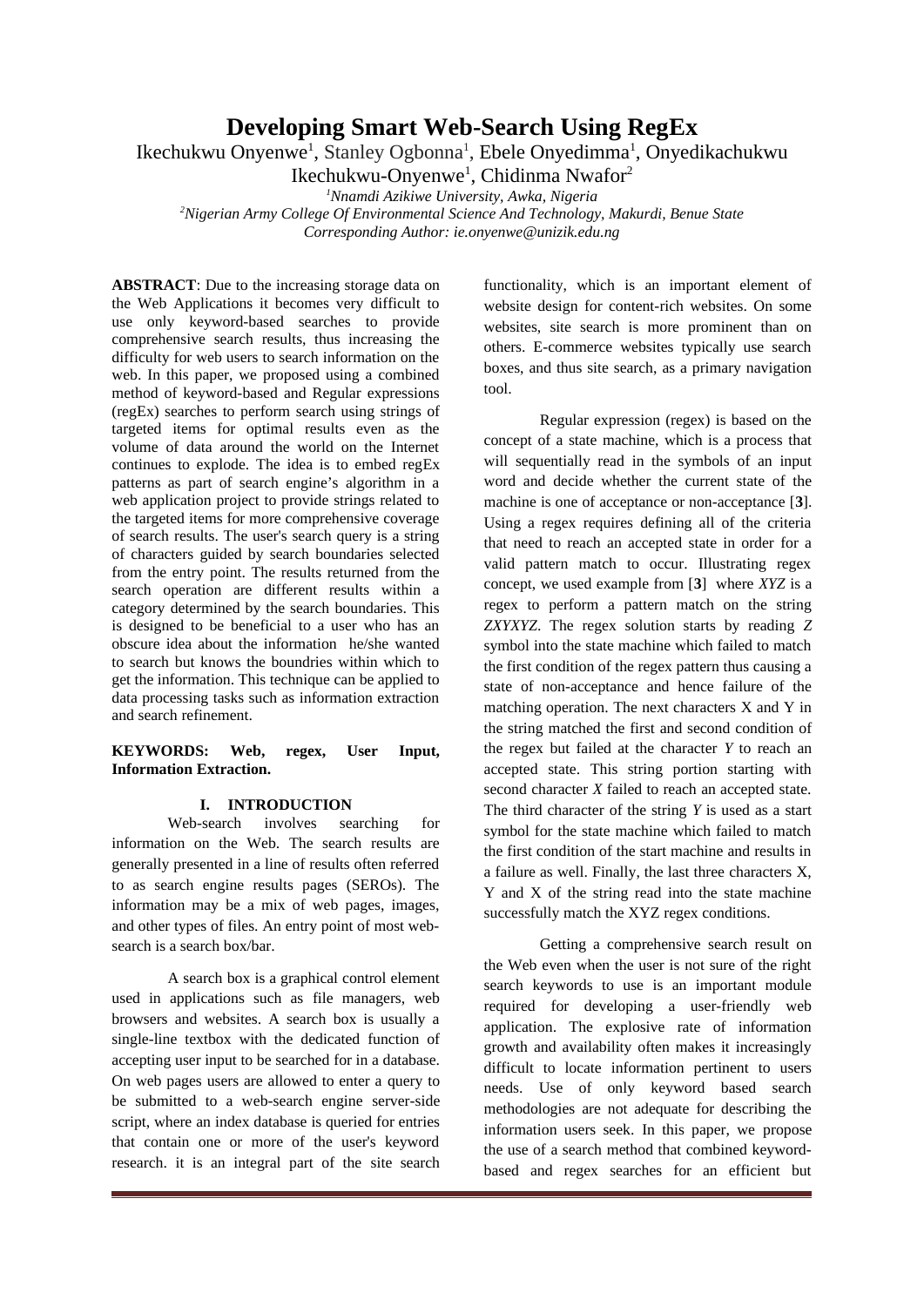# Developing Smart Web-Search Using RegEx

Ikechukwu Onyenwe[1], Stanley Ogbonna[1], Ebele Onyedimma[1], Onyedikachukwu Ikechukwu-Onyenwe[1], Chidinma Nwafor[2]

[1]*Nnamdi Azikiwe University, Awka, Nigeria*

[2]*Nigerian Army College Of Environmental Science And Technology, Makurdi, Benue State*

*Corresponding Author: ie.onyenwe@unizik.edu.ng*

**ABSTRACT**: Due to the increasing storage data on the Web Applications it becomes very difficult to use only keyword-based searches to provide comprehensive search results, thus increasing the difficulty for web users to search information on the web. In this paper, we proposed using a combined method of keyword-based and Regular expressions (regEx) searches to perform search using strings of targeted items for optimal results even as the volume of data around the world on the Internet continues to explode. The idea is to embed regEx patterns as part of search engine's algorithm in a web application project to provide strings related to the targeted items for more comprehensive coverage of search results. The user's search query is a string of characters guided by search boundaries selected from the entry point. The results returned from the search operation are different results within a category determined by the search boundaries. This is designed to be beneficial to a user who has an obscure idea about the information he/she wanted to search but knows the boundries within which to get the information. This technique can be applied to data processing tasks such as information extraction and search refinement.

**KEYWORDS: Web, regex, User Input, Information Extraction.**

## I. INTRODUCTION

Web-search involves searching for information on the Web. The search results are generally presented in a line of results often referred to as search engine results pages (SEROs). The information may be a mix of web pages, images, and other types of files. An entry point of most web-search is a search box/bar.

A search box is a graphical control element used in applications such as file managers, web browsers and websites. A search box is usually a single-line textbox with the dedicated function of accepting user input to be searched for in a database. On web pages users are allowed to enter a query to be submitted to a web-search engine server-side script, where an index database is queried for entries that contain one or more of the user's keyword research. it is an integral part of the site search functionality, which is an important element of website design for content-rich websites. On some websites, site search is more prominent than on others. E-commerce websites typically use search boxes, and thus site search, as a primary navigation tool.

Regular expression (regex) is based on the concept of a state machine, which is a process that will sequentially read in the symbols of an input word and decide whether the current state of the machine is one of acceptance or non-acceptance [**3**]. Using a regex requires defining all of the criteria that need to reach an accepted state in order for a valid pattern match to occur. Illustrating regex concept, we used example from [**3**] where *XYZ* is a regex to perform a pattern match on the string *ZXYXYZ*. The regex solution starts by reading *Z* symbol into the state machine which failed to match the first condition of the regex pattern thus causing a state of non-acceptance and hence failure of the matching operation. The next characters X and Y in the string matched the first and second condition of the regex but failed at the character *Y* to reach an accepted state. This string portion starting with second character *X* failed to reach an accepted state. The third character of the string *Y* is used as a start symbol for the state machine which failed to match the first condition of the start machine and results in a failure as well. Finally, the last three characters X, Y and X of the string read into the state machine successfully match the XYZ regex conditions.

Getting a comprehensive search result on the Web even when the user is not sure of the right search keywords to use is an important module required for developing a user-friendly web application. The explosive rate of information growth and availability often makes it increasingly difficult to locate information pertinent to users needs. Use of only keyword based search methodologies are not adequate for describing the information users seek. In this paper, we propose the use of a search method that combined keyword-based and regex searches for an efficient but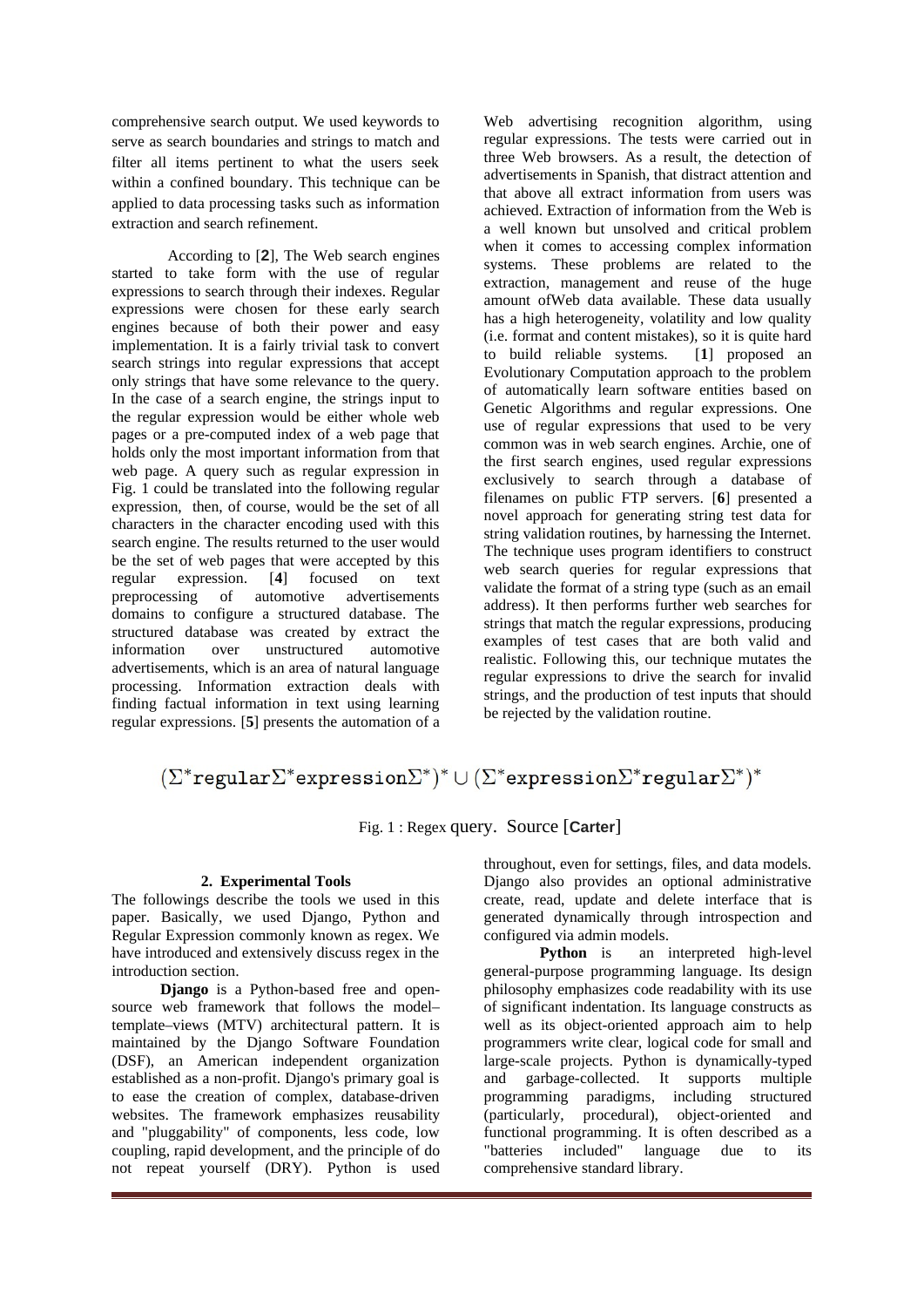comprehensive search output. We used keywords to serve as search boundaries and strings to match and filter all items pertinent to what the users seek within a confined boundary. This technique can be applied to data processing tasks such as information extraction and search refinement.

According to [**2**], The Web search engines started to take form with the use of regular expressions to search through their indexes. Regular expressions were chosen for these early search engines because of both their power and easy implementation. It is a fairly trivial task to convert search strings into regular expressions that accept only strings that have some relevance to the query. In the case of a search engine, the strings input to the regular expression would be either whole web pages or a pre-computed index of a web page that holds only the most important information from that web page. A query such as regular expression in Fig. 1 could be translated into the following regular expression, then, of course, would be the set of all characters in the character encoding used with this search engine. The results returned to the user would be the set of web pages that were accepted by this regular expression. [**4**] focused on text preprocessing of automotive advertisements domains to configure a structured database. The structured database was created by extract the information over unstructured automotive advertisements, which is an area of natural language processing. Information extraction deals with finding factual information in text using learning regular expressions. [**5**] presents the automation of a Web advertising recognition algorithm, using regular expressions. The tests were carried out in three Web browsers. As a result, the detection of advertisements in Spanish, that distract attention and that above all extract information from users was achieved. Extraction of information from the Web is a well known but unsolved and critical problem when it comes to accessing complex information systems. These problems are related to the extraction, management and reuse of the huge amount ofWeb data available. These data usually has a high heterogeneity, volatility and low quality (i.e. format and content mistakes), so it is quite hard to build reliable systems. [**1**] proposed an Evolutionary Computation approach to the problem of automatically learn software entities based on Genetic Algorithms and regular expressions. One use of regular expressions that used to be very common was in web search engines. Archie, one of the first search engines, used regular expressions exclusively to search through a database of filenames on public FTP servers. [**6**] presented a novel approach for generating string test data for string validation routines, by harnessing the Internet. The technique uses program identifiers to construct web search queries for regular expressions that validate the format of a string type (such as an email address). It then performs further web searches for strings that match the regular expressions, producing examples of test cases that are both valid and realistic. Following this, our technique mutates the regular expressions to drive the search for invalid strings, and the production of test inputs that should be rejected by the validation routine.

$$(\Sigma^*\texttt{regular}\Sigma^*\texttt{expression}\Sigma^*)^* \cup (\Sigma^*\texttt{expression}\Sigma^*\texttt{regular}\Sigma^*)^*$$

Fig. 1 : Regex query. Source [**Carter**]

## 2. Experimental Tools

The followings describe the tools we used in this paper. Basically, we used Django, Python and Regular Expression commonly known as regex. We have introduced and extensively discuss regex in the introduction section.

**Django** is a Python-based free and open-source web framework that follows the model–template–views (MTV) architectural pattern. It is maintained by the Django Software Foundation (DSF), an American independent organization established as a non-profit. Django's primary goal is to ease the creation of complex, database-driven websites. The framework emphasizes reusability and "pluggability" of components, less code, low coupling, rapid development, and the principle of do not repeat yourself (DRY). Python is used throughout, even for settings, files, and data models. Django also provides an optional administrative create, read, update and delete interface that is generated dynamically through introspection and configured via admin models.

**Python** is an interpreted high-level general-purpose programming language. Its design philosophy emphasizes code readability with its use of significant indentation. Its language constructs as well as its object-oriented approach aim to help programmers write clear, logical code for small and large-scale projects. Python is dynamically-typed and garbage-collected. It supports multiple programming paradigms, including structured (particularly, procedural), object-oriented and functional programming. It is often described as a "batteries included" language due to its comprehensive standard library.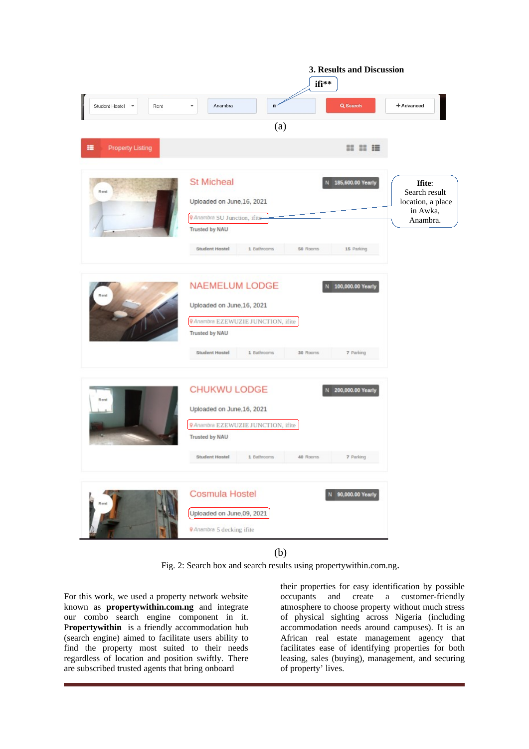## 3. Results and Discussion

Fig. 2: Search box and search results using propertywithin.com.ng.

For this work, we used a property network website known as **propertywithin.com.ng** and integrate our combo search engine component in it. **Propertywithin** is a friendly accommodation hub (search engine) aimed to facilitate users ability to find the property most suited to their needs regardless of location and position swiftly. There are subscribed trusted agents that bring onboard their properties for easy identification by possible occupants and create a customer-friendly atmosphere to choose property without much stress of physical sighting across Nigeria (including accommodation needs around campuses). It is an African real estate management agency that facilitates ease of identifying properties for both leasing, sales (buying), management, and securing of property' lives.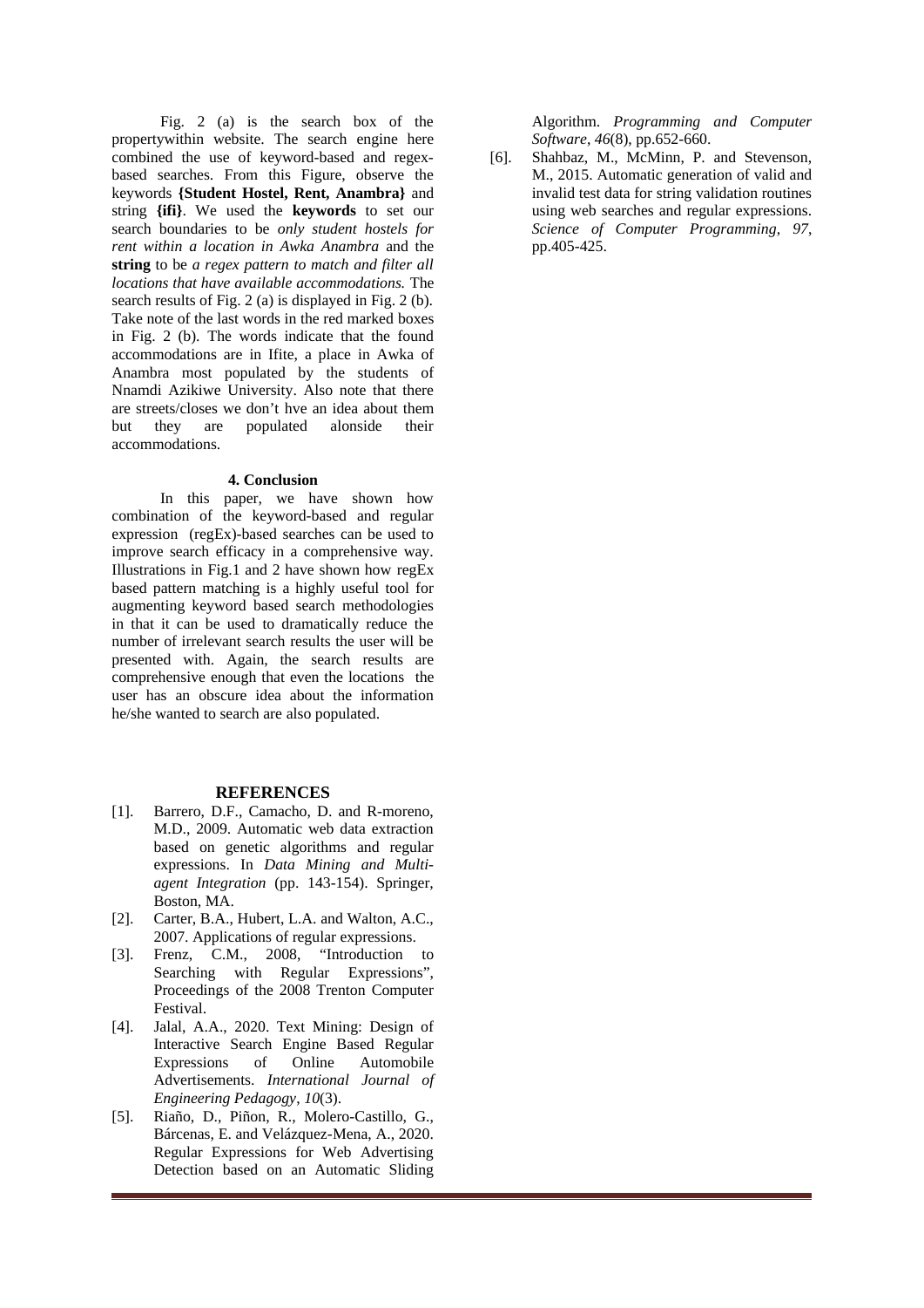Fig. 2 (a) is the search box of the propertywithin website. The search engine here combined the use of keyword-based and regex-based searches. From this Figure, observe the keywords **{Student Hostel, Rent, Anambra}** and string **{ifi}**. We used the **keywords** to set our search boundaries to be *only student hostels for rent within a location in Awka Anambra* and the **string** to be *a regex pattern to match and filter all locations that have available accommodations.* The search results of Fig. 2 (a) is displayed in Fig. 2 (b). Take note of the last words in the red marked boxes in Fig. 2 (b). The words indicate that the found accommodations are in Ifite, a place in Awka of Anambra most populated by the students of Nnamdi Azikiwe University. Also note that there are streets/closes we don't hve an idea about them but they are populated alonside their accommodations.

## 4. Conclusion

In this paper, we have shown how combination of the keyword-based and regular expression (regEx)-based searches can be used to improve search efficacy in a comprehensive way. Illustrations in Fig.1 and 2 have shown how regEx based pattern matching is a highly useful tool for augmenting keyword based search methodologies in that it can be used to dramatically reduce the number of irrelevant search results the user will be presented with. Again, the search results are comprehensive enough that even the locations the user has an obscure idea about the information he/she wanted to search are also populated.

## REFERENCES

[1]. Barrero, D.F., Camacho, D. and R-moreno, M.D., 2009. Automatic web data extraction based on genetic algorithms and regular expressions. In *Data Mining and Multi-agent Integration* (pp. 143-154). Springer, Boston, MA.

[2]. Carter, B.A., Hubert, L.A. and Walton, A.C., 2007. Applications of regular expressions.

[3]. Frenz, C.M., 2008, "Introduction to Searching with Regular Expressions", Proceedings of the 2008 Trenton Computer Festival.

[4]. Jalal, A.A., 2020. Text Mining: Design of Interactive Search Engine Based Regular Expressions of Online Automobile Advertisements. *International Journal of Engineering Pedagogy*, *10*(3).

[5]. Riaño, D., Piñon, R., Molero-Castillo, G., Bárcenas, E. and Velázquez-Mena, A., 2020. Regular Expressions for Web Advertising Detection based on an Automatic Sliding Algorithm. *Programming and Computer Software*, *46*(8), pp.652-660.

[6]. Shahbaz, M., McMinn, P. and Stevenson, M., 2015. Automatic generation of valid and invalid test data for string validation routines using web searches and regular expressions. *Science of Computer Programming*, *97*, pp.405-425.